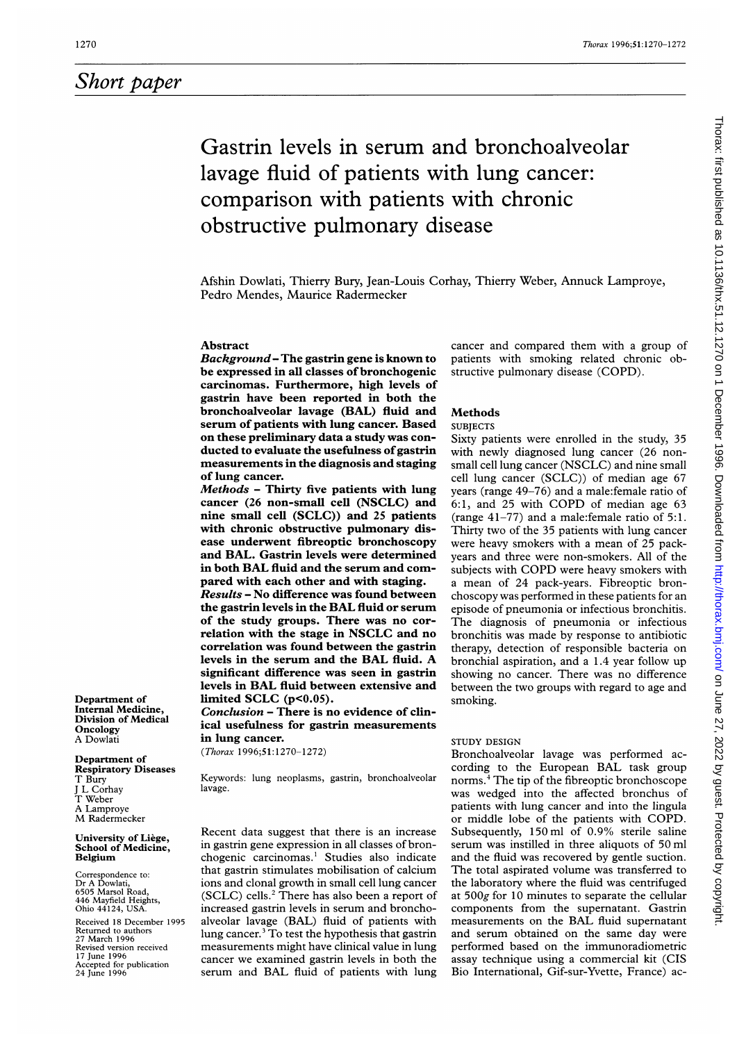## Short paper

# Gastrin levels in serum and bronchoalveolar lavage fluid of patients with lung cancer: comparison with patients with chronic obstructive pulmonary disease

Afshin Dowlati, Thierry Bury, Jean-Louis Corhay, Thierry Weber, Annuck Lamproye, Pedro Mendes, Maurice Radermecker

Department of Internal Medicine, Division of Medical Oncology
A Dowlati

Department of Respiratory Diseases
T Bury
J L Corhay
T Weber
A Lamproye
M Radermecker

University of Liège, School of Medicine, Belgium

Correspondence to: Dr A Dowlati, 6505 Marsol Road, 446 Mayfield Heights, Ohio 44124, USA.

Received 18 December 1995
Returned to authors 27 March 1996
Revised version received 17 June 1996
Accepted for publication 24 June 1996

### Abstract

***Background*** **– The gastrin gene is known to be expressed in all classes of bronchogenic carcinomas. Furthermore, high levels of gastrin have been reported in both the bronchoalveolar lavage (BAL) fluid and serum of patients with lung cancer. Based on these preliminary data a study was conducted to evaluate the usefulness of gastrin measurements in the diagnosis and staging of lung cancer.**

***Methods*** **– Thirty five patients with lung cancer (26 non-small cell (NSCLC) and nine small cell (SCLC)) and 25 patients with chronic obstructive pulmonary disease underwent fibreoptic bronchoscopy and BAL. Gastrin levels were determined in both BAL fluid and the serum and compared with each other and with staging.**

***Results*** **– No difference was found between the gastrin levels in the BAL fluid or serum of the study groups. There was no correlation with the stage in NSCLC and no correlation was found between the gastrin levels in the serum and the BAL fluid. A significant difference was seen in gastrin levels in BAL fluid between extensive and limited SCLC ($p<0.05$).**

***Conclusion*** **– There is no evidence of clinical usefulness for gastrin measurements in lung cancer.**

(*Thorax* 1996;**51**:1270–1272)

Keywords: lung neoplasms, gastrin, bronchoalveolar lavage.

Recent data suggest that there is an increase in gastrin gene expression in all classes of bronchogenic carcinomas.[1] Studies also indicate that gastrin stimulates mobilisation of calcium ions and clonal growth in small cell lung cancer (SCLC) cells.[2] There has also been a report of increased gastrin levels in serum and bronchoalveolar lavage (BAL) fluid of patients with lung cancer.[3] To test the hypothesis that gastrin measurements might have clinical value in lung cancer we examined gastrin levels in both the serum and BAL fluid of patients with lung cancer and compared them with a group of patients with smoking related chronic obstructive pulmonary disease (COPD).

## Methods

### SUBJECTS

Sixty patients were enrolled in the study, 35 with newly diagnosed lung cancer (26 non-small cell lung cancer (NSCLC) and nine small cell lung cancer (SCLC)) of median age 67 years (range 49–76) and a male:female ratio of 6:1, and 25 with COPD of median age 63 (range 41–77) and a male:female ratio of 5:1. Thirty two of the 35 patients with lung cancer were heavy smokers with a mean of 25 pack-years and three were non-smokers. All of the subjects with COPD were heavy smokers with a mean of 24 pack-years. Fibreoptic bronchoscopy was performed in these patients for an episode of pneumonia or infectious bronchitis. The diagnosis of pneumonia or infectious bronchitis was made by response to antibiotic therapy, detection of responsible bacteria on bronchial aspiration, and a 1.4 year follow up showing no cancer. There was no difference between the two groups with regard to age and smoking.

### STUDY DESIGN

Bronchoalveolar lavage was performed according to the European BAL task group norms.[4] The tip of the fibreoptic bronchoscope was wedged into the affected bronchus of patients with lung cancer and into the lingula or middle lobe of the patients with COPD. Subsequently, 150 ml of 0.9% sterile saline serum was instilled in three aliquots of 50 ml and the fluid was recovered by gentle suction. The total aspirated volume was transferred to the laboratory where the fluid was centrifuged at 500*g* for 10 minutes to separate the cellular components from the supernatant. Gastrin measurements on the BAL fluid supernatant and serum obtained on the same day were performed based on the immunoradiometric assay technique using a commercial kit (CIS Bio International, Gif-sur-Yvette, France) ac-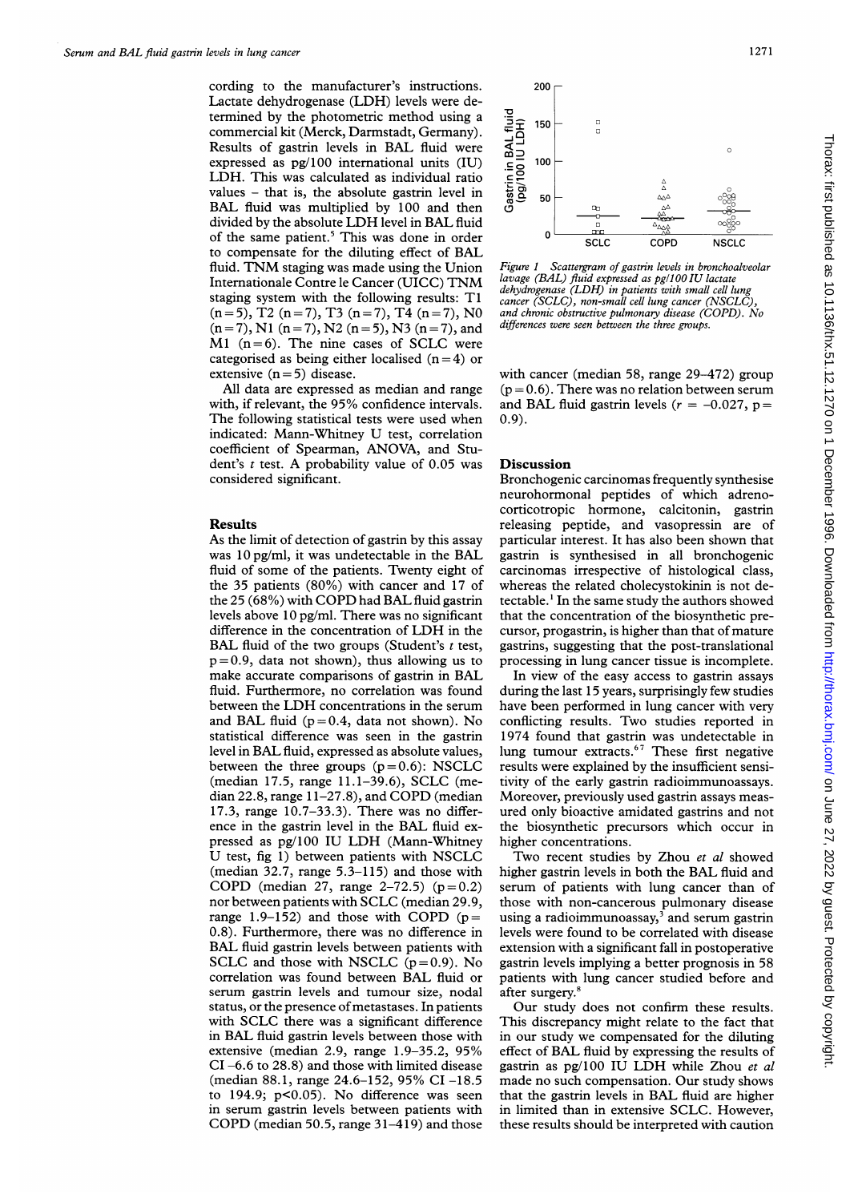cording to the manufacturer's instructions. Lactate dehydrogenase (LDH) levels were determined by the photometric method using a commercial kit (Merck, Darmstadt, Germany). Results of gastrin levels in BAL fluid were expressed as pg/100 international units (IU) LDH. This was calculated as individual ratio values – that is, the absolute gastrin level in BAL fluid was multiplied by 100 and then divided by the absolute LDH level in BAL fluid of the same patient.[5] This was done in order to compensate for the diluting effect of BAL fluid. TNM staging was made using the Union Internationale Contre le Cancer (UICC) TNM staging system with the following results: T1 (n=5), T2 (n=7), T3 (n=7), T4 (n=7), N0 (n=7), N1 (n=7), N2 (n=5), N3 (n=7), and M1 (n=6). The nine cases of SCLC were categorised as being either localised (n=4) or extensive (n=5) disease.

All data are expressed as median and range with, if relevant, the 95% confidence intervals. The following statistical tests were used when indicated: Mann-Whitney U test, correlation coefficient of Spearman, ANOVA, and Student's *t* test. A probability value of 0.05 was considered significant.

## Results

As the limit of detection of gastrin by this assay was 10 pg/ml, it was undetectable in the BAL fluid of some of the patients. Twenty eight of the 35 patients (80%) with cancer and 17 of the 25 (68%) with COPD had BAL fluid gastrin levels above 10 pg/ml. There was no significant difference in the concentration of LDH in the BAL fluid of the two groups (Student's *t* test, p=0.9, data not shown), thus allowing us to make accurate comparisons of gastrin in BAL fluid. Furthermore, no correlation was found between the LDH concentrations in the serum and BAL fluid (p=0.4, data not shown). No statistical difference was seen in the gastrin level in BAL fluid, expressed as absolute values, between the three groups (p=0.6): NSCLC (median 17.5, range 11.1–39.6), SCLC (median 22.8, range 11–27.8), and COPD (median 17.3, range 10.7–33.3). There was no difference in the gastrin level in the BAL fluid expressed as pg/100 IU LDH (Mann-Whitney U test, fig 1) between patients with NSCLC (median 32.7, range 5.3–115) and those with COPD (median 27, range 2–72.5) (p=0.2) nor between patients with SCLC (median 29.9, range 1.9–152) and those with COPD (p=0.8). Furthermore, there was no difference in BAL fluid gastrin levels between patients with SCLC and those with NSCLC (p=0.9). No correlation was found between BAL fluid or serum gastrin levels and tumour size, nodal status, or the presence of metastases. In patients with SCLC there was a significant difference in BAL fluid gastrin levels between those with extensive (median 2.9, range 1.9–35.2, 95% CI −6.6 to 28.8) and those with limited disease (median 88.1, range 24.6–152, 95% CI −18.5 to 194.9; p<0.05). No difference was seen in serum gastrin levels between patients with COPD (median 50.5, range 31–419) and those with cancer (median 58, range 29–472) group (p=0.6). There was no relation between serum and BAL fluid gastrin levels ($r$ = −0.027, p=0.9).

*Figure 1 Scattergram of gastrin levels in bronchoalveolar lavage (BAL) fluid expressed as pg/100 IU lactate dehydrogenase (LDH) in patients with small cell lung cancer (SCLC), non-small cell lung cancer (NSCLC), and chronic obstructive pulmonary disease (COPD). No differences were seen between the three groups.*

## Discussion

Bronchogenic carcinomas frequently synthesise neurohormonal peptides of which adrenocorticotropic hormone, calcitonin, gastrin releasing peptide, and vasopressin are of particular interest. It has also been shown that gastrin is synthesised in all bronchogenic carcinomas irrespective of histological class, whereas the related cholecystokinin is not detectable.[1] In the same study the authors showed that the concentration of the biosynthetic precursor, progastrin, is higher than that of mature gastrins, suggesting that the post-translational processing in lung cancer tissue is incomplete.

In view of the easy access to gastrin assays during the last 15 years, surprisingly few studies have been performed in lung cancer with very conflicting results. Two studies reported in 1974 found that gastrin was undetectable in lung tumour extracts.[6,7] These first negative results were explained by the insufficient sensitivity of the early gastrin radioimmunoassays. Moreover, previously used gastrin assays measured only bioactive amidated gastrins and not the biosynthetic precursors which occur in higher concentrations.

Two recent studies by Zhou *et al* showed higher gastrin levels in both the BAL fluid and serum of patients with lung cancer than of those with non-cancerous pulmonary disease using a radioimmunoassay,[3] and serum gastrin levels were found to be correlated with disease extension with a significant fall in postoperative gastrin levels implying a better prognosis in 58 patients with lung cancer studied before and after surgery.[8]

Our study does not confirm these results. This discrepancy might relate to the fact that in our study we compensated for the diluting effect of BAL fluid by expressing the results of gastrin as pg/100 IU LDH while Zhou *et al* made no such compensation. Our study shows that the gastrin levels in BAL fluid are higher in limited than in extensive SCLC. However, these results should be interpreted with caution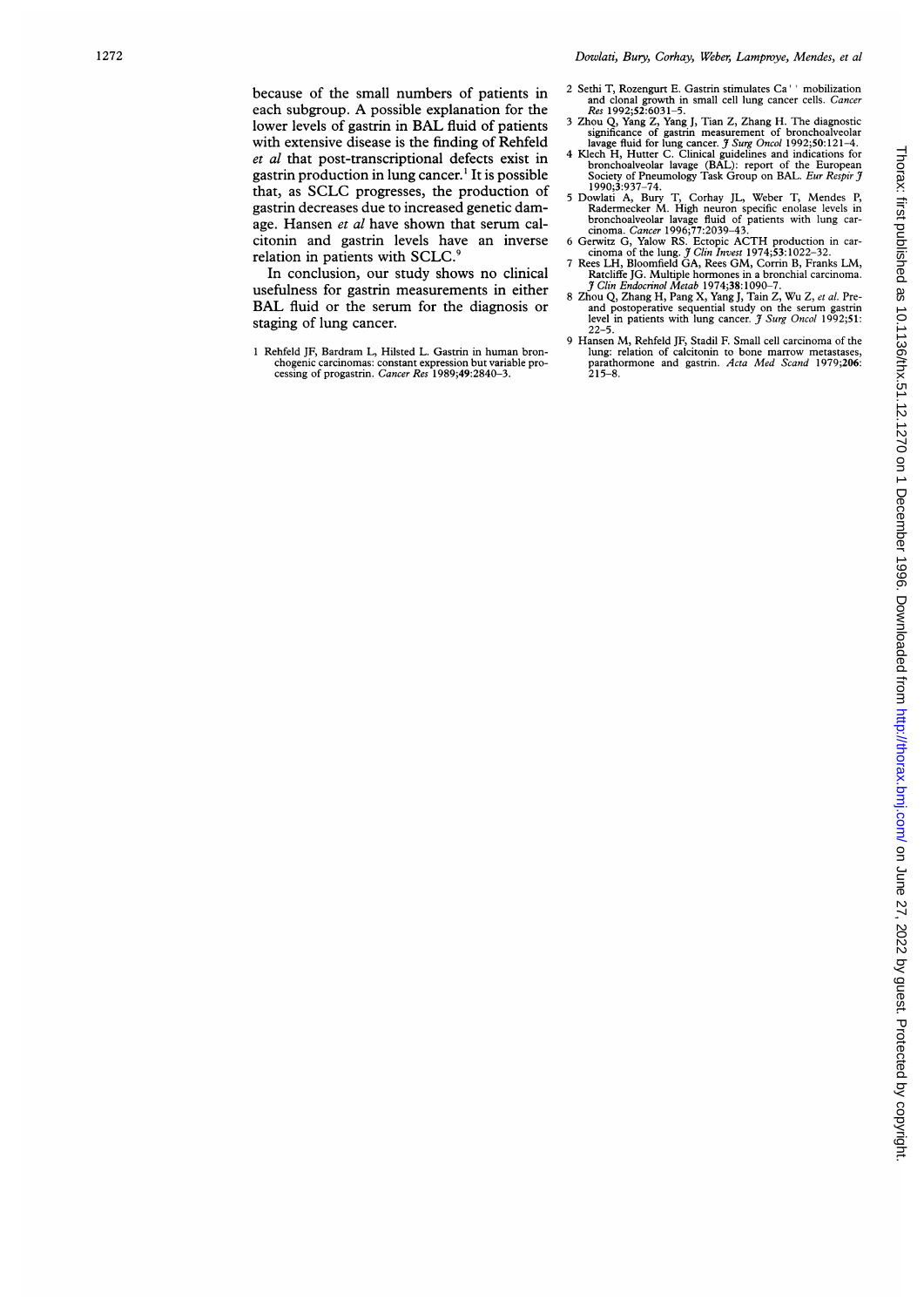because of the small numbers of patients in each subgroup. A possible explanation for the lower levels of gastrin in BAL fluid of patients with extensive disease is the finding of Rehfeld *et al* that post-transcriptional defects exist in gastrin production in lung cancer.[1] It is possible that, as SCLC progresses, the production of gastrin decreases due to increased genetic damage. Hansen *et al* have shown that serum calcitonin and gastrin levels have an inverse relation in patients with SCLC.[9]

In conclusion, our study shows no clinical usefulness for gastrin measurements in either BAL fluid or the serum for the diagnosis or staging of lung cancer.

1 Rehfeld JF, Bardram L, Hilsted L. Gastrin in human bronchogenic carcinomas: constant expression but variable processing of progastrin. *Cancer Res* 1989;**49**:2840–3.

2 Sethi T, Rozengurt E. Gastrin stimulates $Ca^{++}$ mobilization and clonal growth in small cell lung cancer cells. *Cancer Res* 1992;**52**:6031–5.

3 Zhou Q, Yang Z, Yang J, Tian Z, Zhang H. The diagnostic significance of gastrin measurement of bronchoalveolar lavage fluid for lung cancer. *J Surg Oncol* 1992;**50**:121–4.

4 Klech H, Hutter C. Clinical guidelines and indications for bronchoalveolar lavage (BAL): report of the European Society of Pneumology Task Group on BAL. *Eur Respir J* 1990;**3**:937–74.

5 Dowlati A, Bury T, Corhay JL, Weber T, Mendes P, Radermecker M. High neuron specific enolase levels in bronchoalveolar lavage fluid of patients with lung carcinoma. *Cancer* 1996;**77**:2039–43.

6 Gerwitz G, Yalow RS. Ectopic ACTH production in carcinoma of the lung. *J Clin Invest* 1974;**53**:1022–32.

7 Rees LH, Bloomfield GA, Rees GM, Corrin B, Franks LM, Ratcliffe JG. Multiple hormones in a bronchial carcinoma. *J Clin Endocrinol Metab* 1974;**38**:1090–7.

8 Zhou Q, Zhang H, Pang X, Yang J, Tain Z, Wu Z, *et al*. Pre- and postoperative sequential study on the serum gastrin level in patients with lung cancer. *J Surg Oncol* 1992;**51**: 22–5.

9 Hansen M, Rehfeld JF, Stadil F. Small cell carcinoma of the lung: relation of calcitonin to bone marrow metastases, parathormone and gastrin. *Acta Med Scand* 1979;**206**: 215–8.